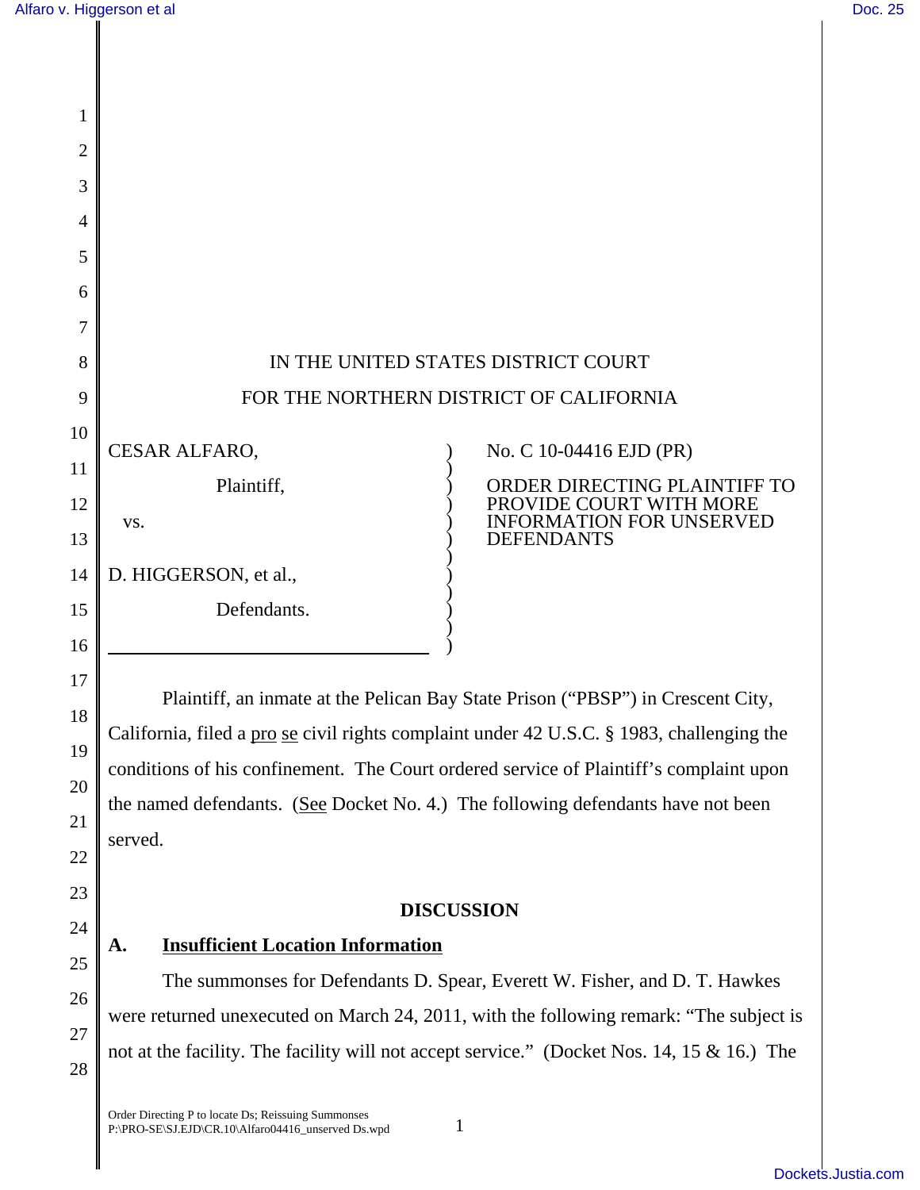IN THE UNITED STATES DISTRICT COURT

FOR THE NORTHERN DISTRICT OF CALIFORNIA

| | | |
|---|---|---|
| CESAR ALFARO,<br>Plaintiff,<br>vs.<br>D. HIGGERSON, et al.,<br>Defendants. | ) | No. C 10-04416 EJD (PR)<br><br>ORDER DIRECTING PLAINTIFF TO PROVIDE COURT WITH MORE INFORMATION FOR UNSERVED DEFENDANTS |

Plaintiff, an inmate at the Pelican Bay State Prison ("PBSP") in Crescent City, California, filed a pro se civil rights complaint under 42 U.S.C. § 1983, challenging the conditions of his confinement. The Court ordered service of Plaintiff's complaint upon the named defendants. (See Docket No. 4.) The following defendants have not been served.

## DISCUSSION

### A. Insufficient Location Information

The summonses for Defendants D. Spear, Everett W. Fisher, and D. T. Hawkes were returned unexecuted on March 24, 2011, with the following remark: "The subject is not at the facility. The facility will not accept service." (Docket Nos. 14, 15 & 16.) The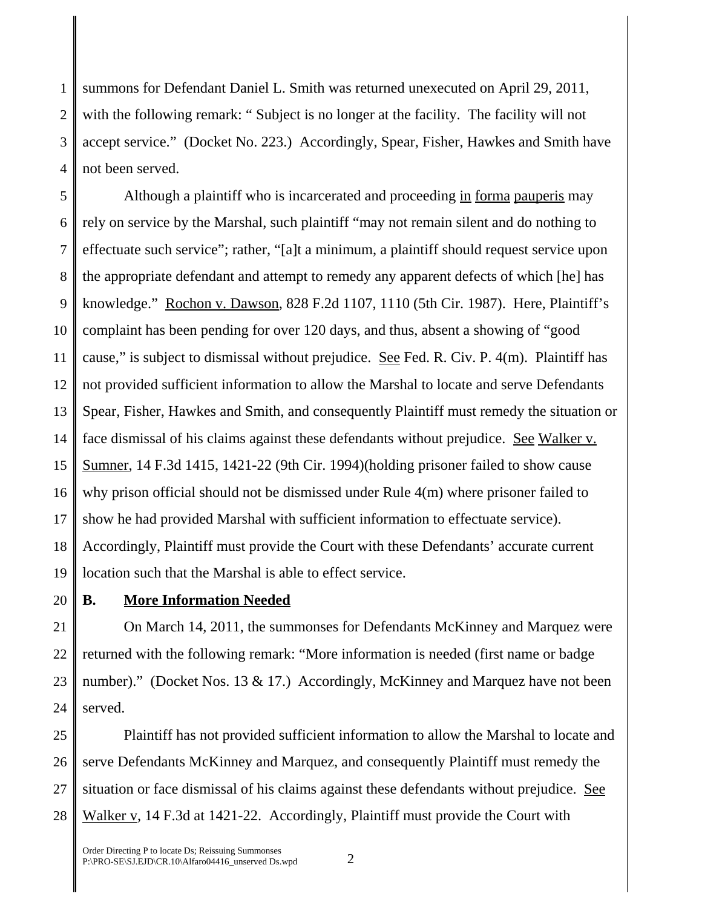summons for Defendant Daniel L. Smith was returned unexecuted on April 29, 2011, with the following remark: " Subject is no longer at the facility. The facility will not accept service." (Docket No. 223.) Accordingly, Spear, Fisher, Hawkes and Smith have not been served.

Although a plaintiff who is incarcerated and proceeding in forma pauperis may rely on service by the Marshal, such plaintiff "may not remain silent and do nothing to effectuate such service"; rather, "[a]t a minimum, a plaintiff should request service upon the appropriate defendant and attempt to remedy any apparent defects of which [he] has knowledge." Rochon v. Dawson, 828 F.2d 1107, 1110 (5th Cir. 1987). Here, Plaintiff's complaint has been pending for over 120 days, and thus, absent a showing of "good cause," is subject to dismissal without prejudice. See Fed. R. Civ. P. 4(m). Plaintiff has not provided sufficient information to allow the Marshal to locate and serve Defendants Spear, Fisher, Hawkes and Smith, and consequently Plaintiff must remedy the situation or face dismissal of his claims against these defendants without prejudice. See Walker v. Sumner, 14 F.3d 1415, 1421-22 (9th Cir. 1994)(holding prisoner failed to show cause why prison official should not be dismissed under Rule 4(m) where prisoner failed to show he had provided Marshal with sufficient information to effectuate service). Accordingly, Plaintiff must provide the Court with these Defendants' accurate current location such that the Marshal is able to effect service.

**B. More Information Needed**

On March 14, 2011, the summonses for Defendants McKinney and Marquez were returned with the following remark: "More information is needed (first name or badge number)." (Docket Nos. 13 & 17.) Accordingly, McKinney and Marquez have not been served.

Plaintiff has not provided sufficient information to allow the Marshal to locate and serve Defendants McKinney and Marquez, and consequently Plaintiff must remedy the situation or face dismissal of his claims against these defendants without prejudice. See Walker v, 14 F.3d at 1421-22. Accordingly, Plaintiff must provide the Court with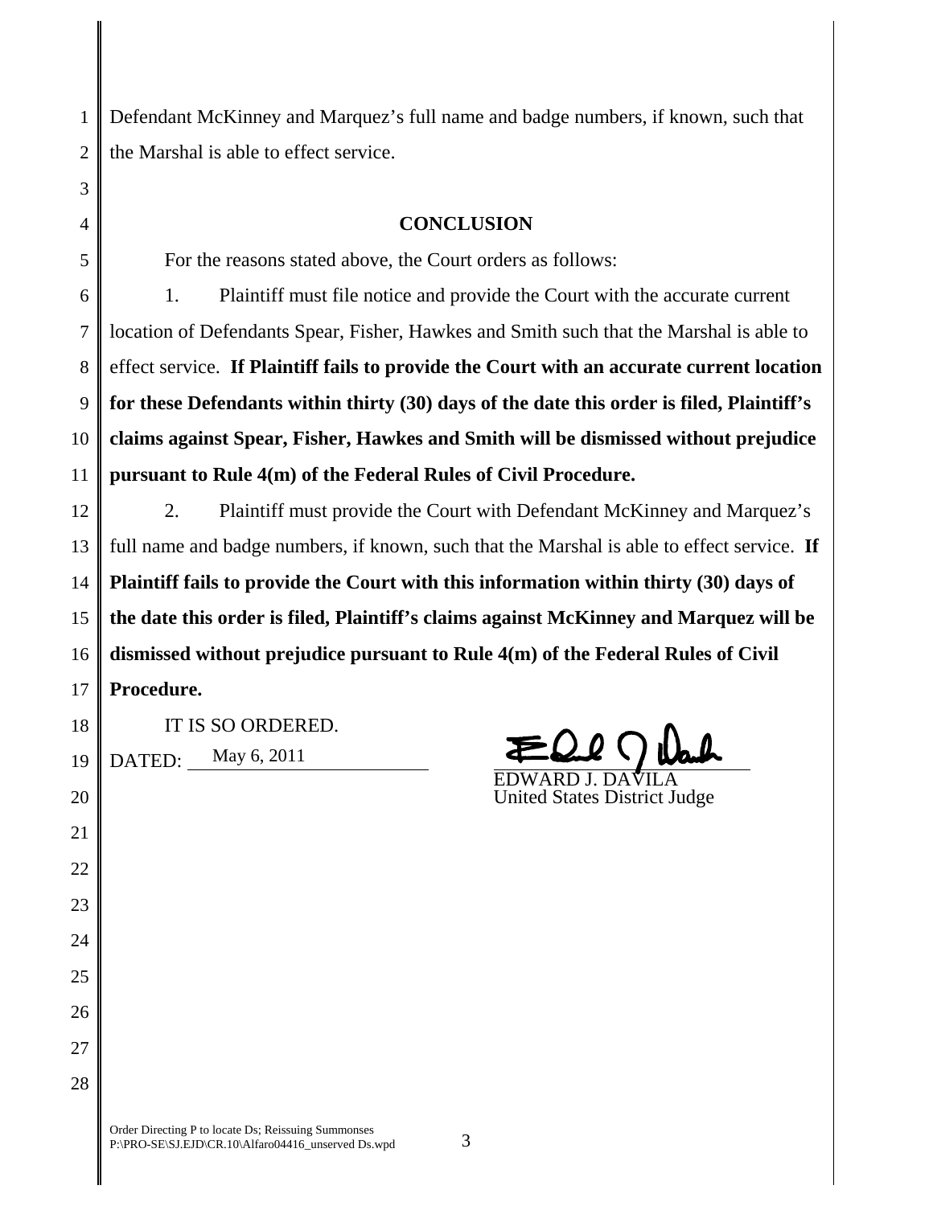Defendant McKinney and Marquez's full name and badge numbers, if known, such that the Marshal is able to effect service.

## CONCLUSION

For the reasons stated above, the Court orders as follows:

1. Plaintiff must file notice and provide the Court with the accurate current location of Defendants Spear, Fisher, Hawkes and Smith such that the Marshal is able to effect service. **If Plaintiff fails to provide the Court with an accurate current location for these Defendants within thirty (30) days of the date this order is filed, Plaintiff's claims against Spear, Fisher, Hawkes and Smith will be dismissed without prejudice pursuant to Rule 4(m) of the Federal Rules of Civil Procedure.**

2. Plaintiff must provide the Court with Defendant McKinney and Marquez's full name and badge numbers, if known, such that the Marshal is able to effect service. **If Plaintiff fails to provide the Court with this information within thirty (30) days of the date this order is filed, Plaintiff's claims against McKinney and Marquez will be dismissed without prejudice pursuant to Rule 4(m) of the Federal Rules of Civil Procedure.**

IT IS SO ORDERED.

DATED: May 6, 2011

EDWARD J. DAVILA
United States District Judge

Order Directing P to locate Ds; Reissuing Summonses
P:\PRO-SE\SJ.EJD\CR.10\Alfaro04416_unserved Ds.wpd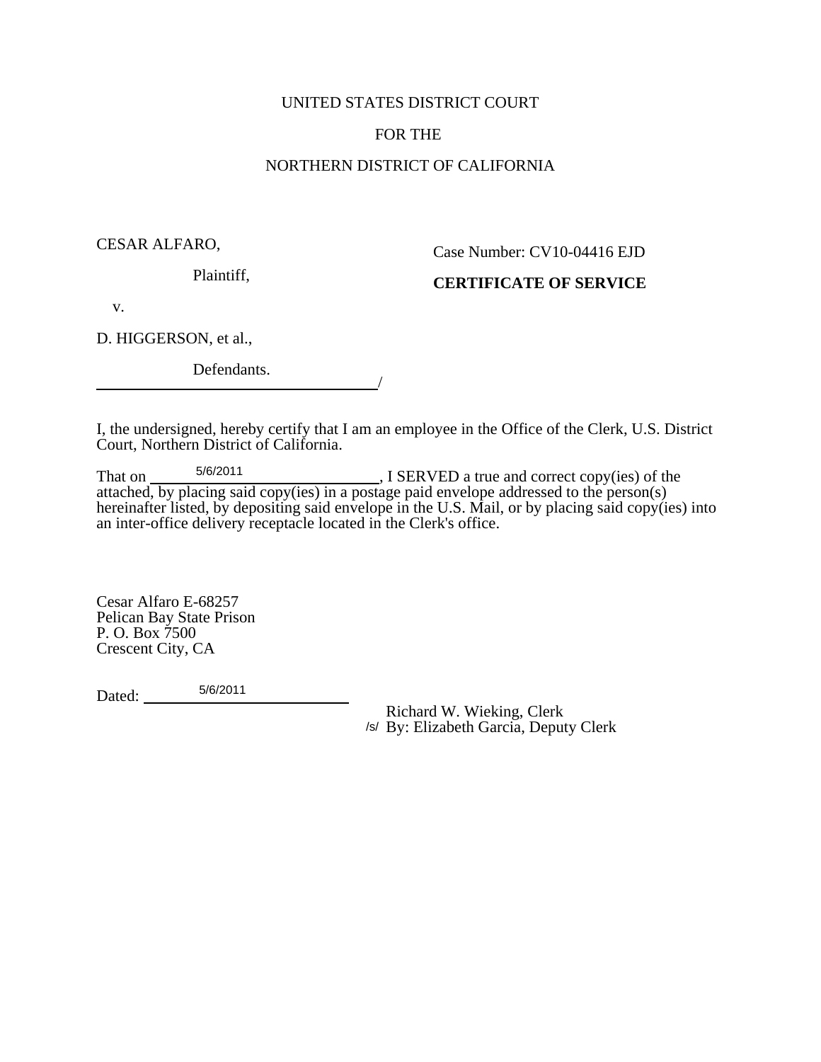UNITED STATES DISTRICT COURT

FOR THE

NORTHERN DISTRICT OF CALIFORNIA

CESAR ALFARO,

Plaintiff,

v.

D. HIGGERSON, et al.,

Defendants.
_____________________________________/

Case Number: CV10-04416 EJD

**CERTIFICATE OF SERVICE**

I, the undersigned, hereby certify that I am an employee in the Office of the Clerk, U.S. District Court, Northern District of California.

That on 5/6/2011, I SERVED a true and correct copy(ies) of the attached, by placing said copy(ies) in a postage paid envelope addressed to the person(s) hereinafter listed, by depositing said envelope in the U.S. Mail, or by placing said copy(ies) into an inter-office delivery receptacle located in the Clerk's office.

Cesar Alfaro E-68257
Pelican Bay State Prison
P. O. Box 7500
Crescent City, CA

Dated: 5/6/2011

Richard W. Wieking, Clerk
/s/ By: Elizabeth Garcia, Deputy Clerk